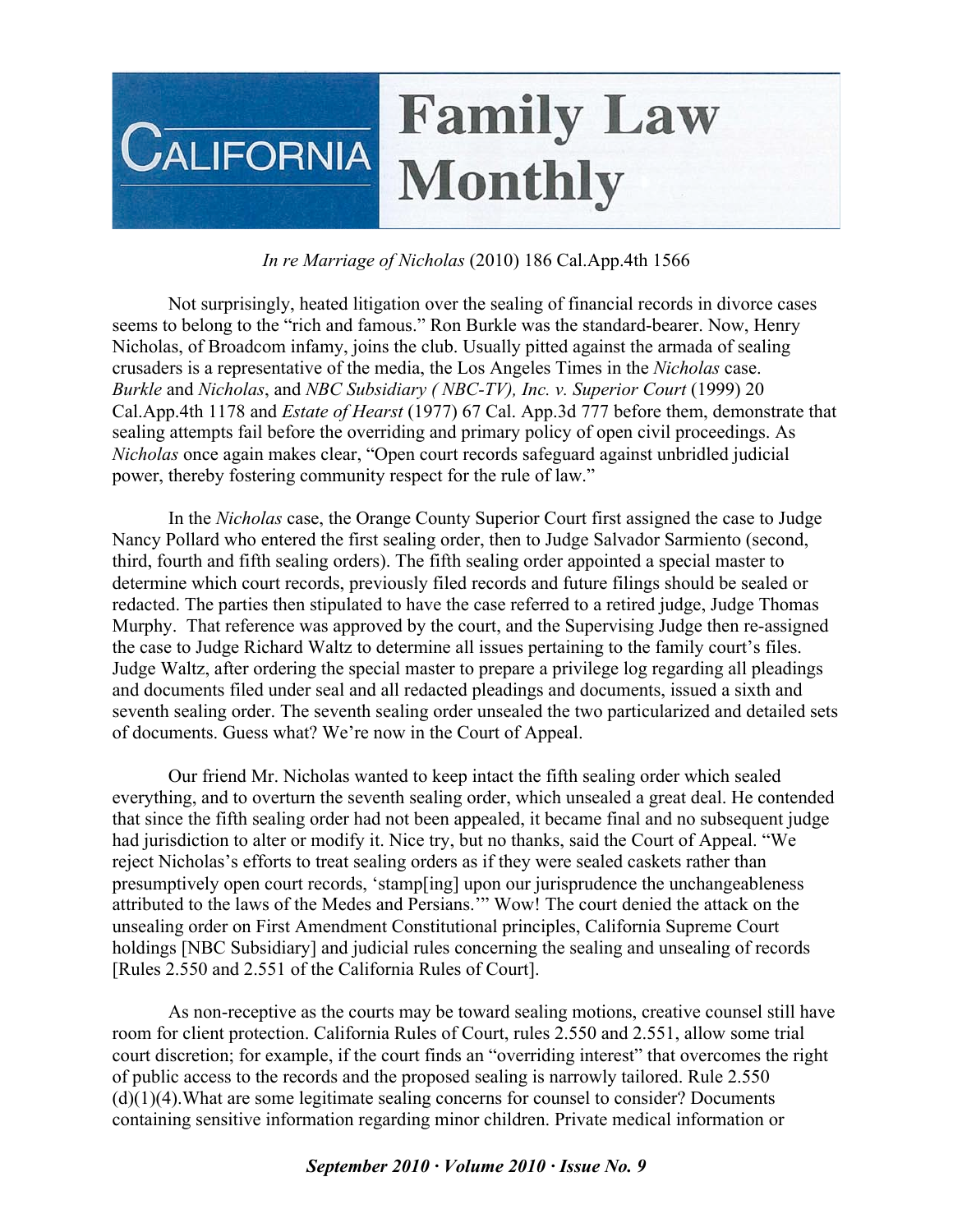# CALIFORNIA Family Law Monthly

*In re Marriage of Nicholas* (2010) 186 Cal.App.4th 1566

Not surprisingly, heated litigation over the sealing of financial records in divorce cases seems to belong to the "rich and famous." Ron Burkle was the standard-bearer. Now, Henry Nicholas, of Broadcom infamy, joins the club. Usually pitted against the armada of sealing crusaders is a representative of the media, the Los Angeles Times in the *Nicholas* case. *Burkle* and *Nicholas*, and *NBC Subsidiary ( NBC-TV), Inc. v. Superior Court* (1999) 20 Cal.App.4th 1178 and *Estate of Hearst* (1977) 67 Cal. App.3d 777 before them, demonstrate that sealing attempts fail before the overriding and primary policy of open civil proceedings. As *Nicholas* once again makes clear, "Open court records safeguard against unbridled judicial power, thereby fostering community respect for the rule of law."

In the *Nicholas* case, the Orange County Superior Court first assigned the case to Judge Nancy Pollard who entered the first sealing order, then to Judge Salvador Sarmiento (second, third, fourth and fifth sealing orders). The fifth sealing order appointed a special master to determine which court records, previously filed records and future filings should be sealed or redacted. The parties then stipulated to have the case referred to a retired judge, Judge Thomas Murphy. That reference was approved by the court, and the Supervising Judge then re-assigned the case to Judge Richard Waltz to determine all issues pertaining to the family court's files. Judge Waltz, after ordering the special master to prepare a privilege log regarding all pleadings and documents filed under seal and all redacted pleadings and documents, issued a sixth and seventh sealing order. The seventh sealing order unsealed the two particularized and detailed sets of documents. Guess what? We're now in the Court of Appeal.

Our friend Mr. Nicholas wanted to keep intact the fifth sealing order which sealed everything, and to overturn the seventh sealing order, which unsealed a great deal. He contended that since the fifth sealing order had not been appealed, it became final and no subsequent judge had jurisdiction to alter or modify it. Nice try, but no thanks, said the Court of Appeal. "We reject Nicholas's efforts to treat sealing orders as if they were sealed caskets rather than presumptively open court records, 'stamp[ing] upon our jurisprudence the unchangeableness attributed to the laws of the Medes and Persians.'" Wow! The court denied the attack on the unsealing order on First Amendment Constitutional principles, California Supreme Court holdings [NBC Subsidiary] and judicial rules concerning the sealing and unsealing of records [Rules 2.550 and 2.551 of the California Rules of Court].

As non-receptive as the courts may be toward sealing motions, creative counsel still have room for client protection. California Rules of Court, rules 2.550 and 2.551, allow some trial court discretion; for example, if the court finds an "overriding interest" that overcomes the right of public access to the records and the proposed sealing is narrowly tailored. Rule 2.550 (d)(1)(4).What are some legitimate sealing concerns for counsel to consider? Documents containing sensitive information regarding minor children. Private medical information or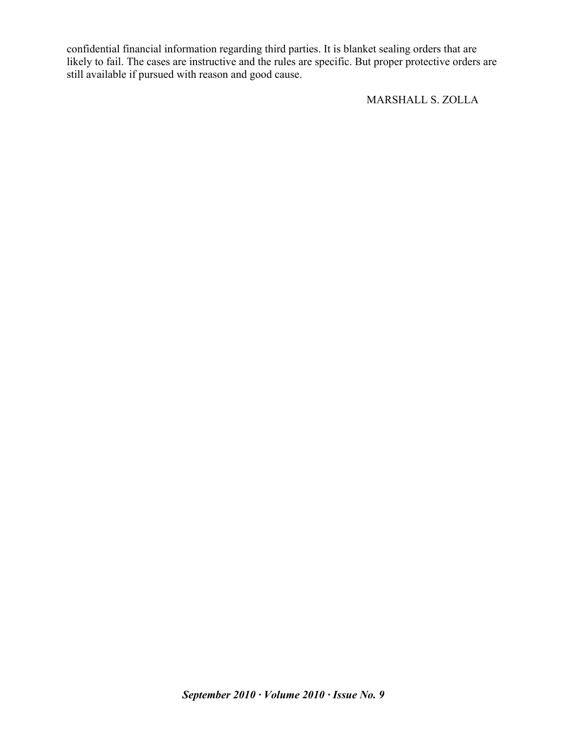confidential financial information regarding third parties. It is blanket sealing orders that are likely to fail. The cases are instructive and the rules are specific. But proper protective orders are still available if pursued with reason and good cause.

MARSHALL S. ZOLLA